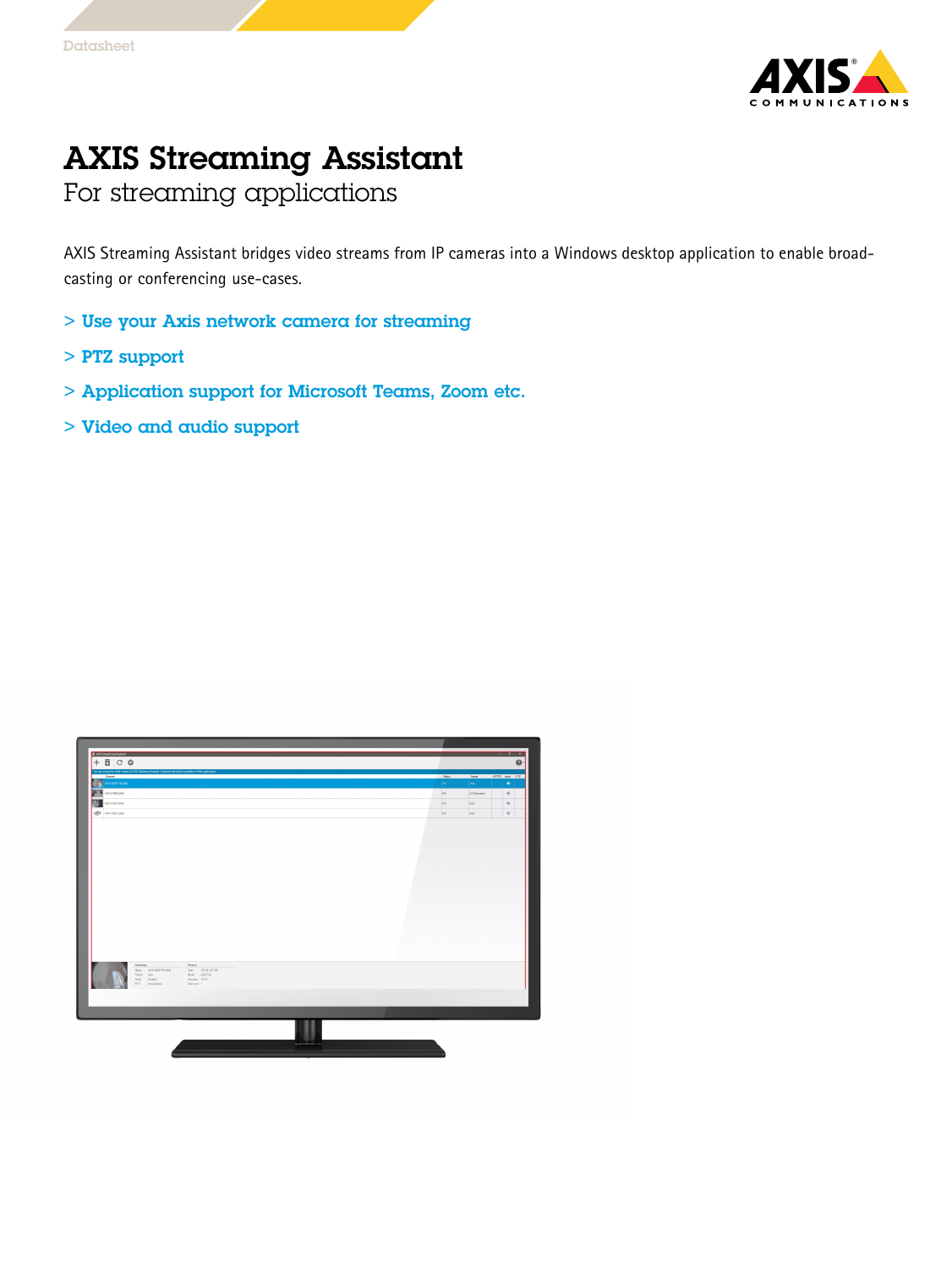Datasheet

# AXIS Streaming Assistant

## For streaming applications

AXIS Streaming Assistant bridges video streams from IP cameras into a Windows desktop application to enable broadcasting or conferencing use-cases.

- Use your Axis network camera for streaming
- PTZ support
- Application support for Microsoft Teams, Zoom etc.
- Video and audio support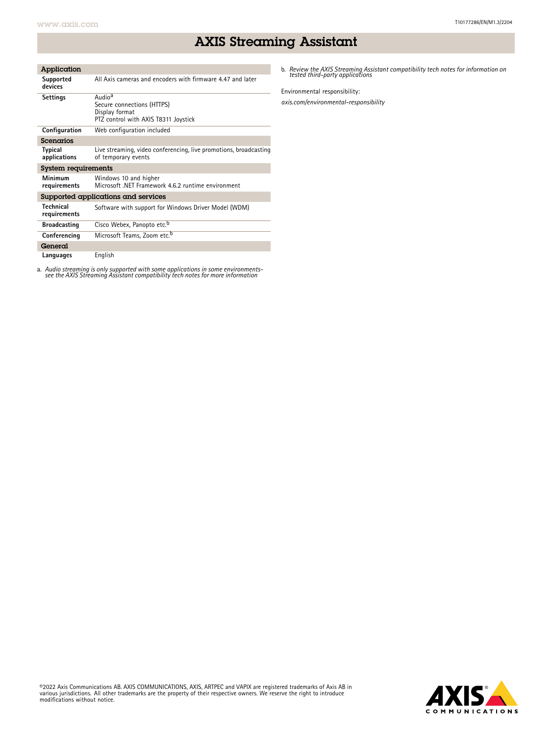# AXIS Streaming Assistant

| | |
|---|---|
| **Application** | |
| **Supported devices** | All Axis cameras and encoders with firmware 4.47 and later |
| **Settings** | Audio[a]<br>Secure connections (HTTPS)<br>Display format<br>PTZ control with AXIS T8311 Joystick |
| **Configuration** | Web configuration included |
| **Scenarios** | |
| **Typical applications** | Live streaming, video conferencing, live promotions, broadcasting of temporary events |
| **System requirements** | |
| **Minimum requirements** | Windows 10 and higher<br>Microsoft .NET Framework 4.6.2 runtime environment |
| **Supported applications and services** | |
| **Technical requirements** | Software with support for Windows Driver Model (WDM) |
| **Broadcasting** | Cisco Webex, Panopto etc.[b] |
| **Conferencing** | Microsoft Teams, Zoom etc.[b] |
| **General** | |
| **Languages** | English |

a. *Audio streaming is only supported with some applications in some environments– see the AXIS Streaming Assistant compatibility tech notes for more information*

b. *Review the AXIS Streaming Assistant compatibility tech notes for information on tested third-party applications*

Environmental responsibility:

*axis.com/environmental-responsibility*

©2022 Axis Communications AB. AXIS COMMUNICATIONS, AXIS, ARTPEC and VAPIX are registered trademarks of Axis AB in various jurisdictions. All other trademarks are the property of their respective owners. We reserve the right to introduce modifications without notice.